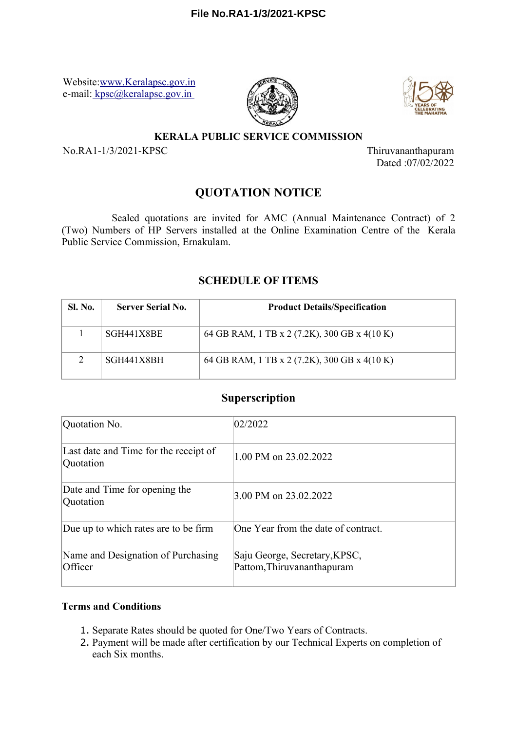File No.RA1-1/3/2021-KPSC

Website: www.Keralapsc.gov.in
e-mail: kpsc@keralapsc.gov.in

**KERALA PUBLIC SERVICE COMMISSION**

No.RA1-1/3/2021-KPSC

Thiruvananthapuram
Dated :07/02/2022

# QUOTATION NOTICE

Sealed quotations are invited for AMC (Annual Maintenance Contract) of 2 (Two) Numbers of HP Servers installed at the Online Examination Centre of the Kerala Public Service Commission, Ernakulam.

## SCHEDULE OF ITEMS

| Sl. No. | Server Serial No. | Product Details/Specification |
|---|---|---|
| 1 | SGH441X8BE | 64 GB RAM, 1 TB x 2 (7.2K), 300 GB x 4(10 K) |
| 2 | SGH441X8BH | 64 GB RAM, 1 TB x 2 (7.2K), 300 GB x 4(10 K) |

## Superscription

| | |
|---|---|
| Quotation No. | 02/2022 |
| Last date and Time for the receipt of Quotation | 1.00 PM on 23.02.2022 |
| Date and Time for opening the Quotation | 3.00 PM on 23.02.2022 |
| Due up to which rates are to be firm | One Year from the date of contract. |
| Name and Designation of Purchasing Officer | Saju George, Secretary,KPSC, Pattom,Thiruvananthapuram |

**Terms and Conditions**

1. Separate Rates should be quoted for One/Two Years of Contracts.
2. Payment will be made after certification by our Technical Experts on completion of each Six months.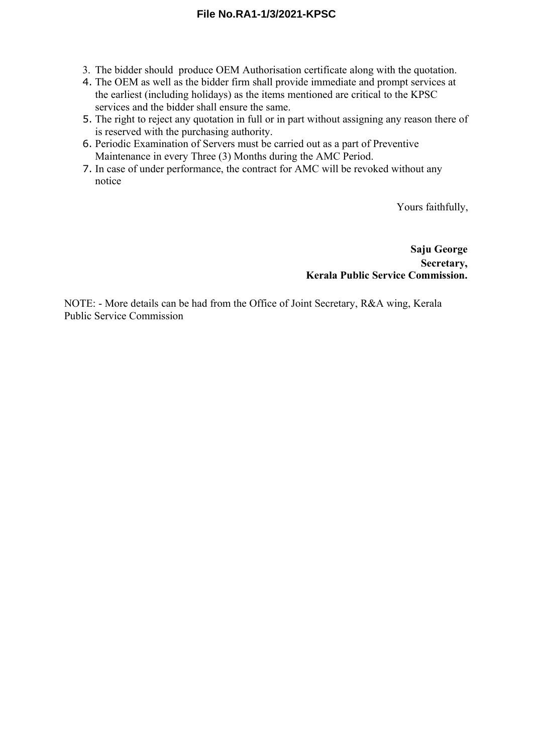3. The bidder should produce OEM Authorisation certificate along with the quotation.
4. The OEM as well as the bidder firm shall provide immediate and prompt services at the earliest (including holidays) as the items mentioned are critical to the KPSC services and the bidder shall ensure the same.
5. The right to reject any quotation in full or in part without assigning any reason there of is reserved with the purchasing authority.
6. Periodic Examination of Servers must be carried out as a part of Preventive Maintenance in every Three (3) Months during the AMC Period.
7. In case of under performance, the contract for AMC will be revoked without any notice

Yours faithfully,

**Saju George**
**Secretary,**
**Kerala Public Service Commission.**

NOTE: - More details can be had from the Office of Joint Secretary, R&A wing, Kerala Public Service Commission